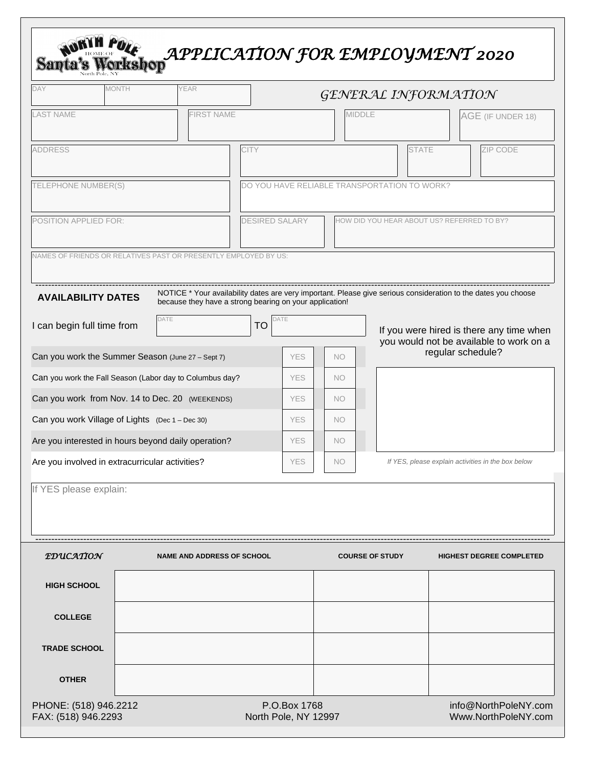# North Pole Home of Santa's Workshop

North Pole, NY

# APPLICATION FOR EMPLOYMENT 2020

| DAY | MONTH | YEAR |
|---|---|---|
| | | |

## GENERAL INFORMATION

| LAST NAME | FIRST NAME | MIDDLE | AGE (IF UNDER 18) |
|---|---|---|---|
| | | | |

| ADDRESS | CITY | STATE | ZIP CODE |
|---|---|---|---|
| | | | |

| TELEPHONE NUMBER(S) | DO YOU HAVE RELIABLE TRANSPORTATION TO WORK? |
|---|---|
| | |

| POSITION APPLIED FOR: | DESIRED SALARY | HOW DID YOU HEAR ABOUT US? REFERRED TO BY? |
|---|---|---|
| | | |

NAMES OF FRIENDS OR RELATIVES PAST OR PRESENTLY EMPLOYED BY US:

---

**AVAILABILITY DATES**

NOTICE * Your availability dates are very important. Please give serious consideration to the dates you choose because they have a strong bearing on your application!

I can begin full time from DATE ________ TO DATE ________

| Question | | |
|---|---|---|
| Can you work the Summer Season (June 27 – Sept 7) | YES | NO |
| Can you work the Fall Season (Labor day to Columbus day? | YES | NO |
| Can you work from Nov. 14 to Dec. 20 (WEEKENDS) | YES | NO |
| Can you work Village of Lights (Dec 1 – Dec 30) | YES | NO |
| Are you interested in hours beyond daily operation? | YES | NO |
| Are you involved in extracurricular activities? | YES | NO |

If you were hired is there any time when you would not be available to work on a regular schedule?

*If YES, please explain activities in the box below*

If YES please explain:

---

| *EDUCATION* | NAME AND ADDRESS OF SCHOOL | COURSE OF STUDY | HIGHEST DEGREE COMPLETED |
|---|---|---|---|
| **HIGH SCHOOL** | | | |
| **COLLEGE** | | | |
| **TRADE SCHOOL** | | | |
| **OTHER** | | | |

PHONE: (518) 946.2212
FAX: (518) 946.2293

P.O.Box 1768
North Pole, NY 12997

info@NorthPoleNY.com
Www.NorthPoleNY.com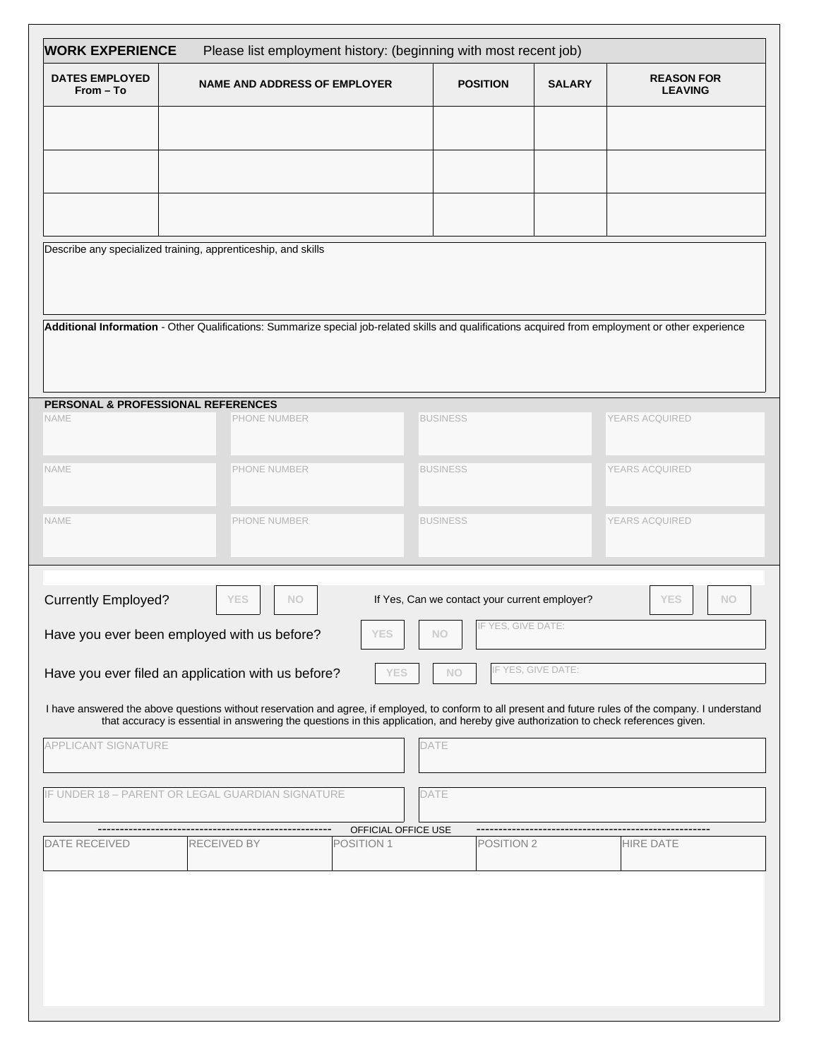## WORK EXPERIENCE

Please list employment history: (beginning with most recent job)

| DATES EMPLOYED From – To | NAME AND ADDRESS OF EMPLOYER | POSITION | SALARY | REASON FOR LEAVING |
|---|---|---|---|---|
| | | | | |
| | | | | |
| | | | | |

Describe any specialized training, apprenticeship, and skills

**Additional Information** - Other Qualifications: Summarize special job-related skills and qualifications acquired from employment or other experience

### PERSONAL & PROFESSIONAL REFERENCES

| NAME | PHONE NUMBER | BUSINESS | YEARS ACQUIRED |
|---|---|---|---|
| | | | |
| | | | |
| | | | |

Currently Employed? YES NO

If Yes, Can we contact your current employer? YES NO

Have you ever been employed with us before? YES NO IF YES, GIVE DATE:

Have you ever filed an application with us before? YES NO IF YES, GIVE DATE:

I have answered the above questions without reservation and agree, if employed, to conform to all present and future rules of the company. I understand that accuracy is essential in answering the questions in this application, and hereby give authorization to check references given.

| APPLICANT SIGNATURE | DATE |
|---|---|
| | |

| IF UNDER 18 – PARENT OR LEGAL GUARDIAN SIGNATURE | DATE |
|---|---|
| | |

------------------------------------------------------ OFFICIAL OFFICE USE ------------------------------------------------------

| DATE RECEIVED | RECEIVED BY | POSITION 1 | POSITION 2 | HIRE DATE |
|---|---|---|---|---|
| | | | | |